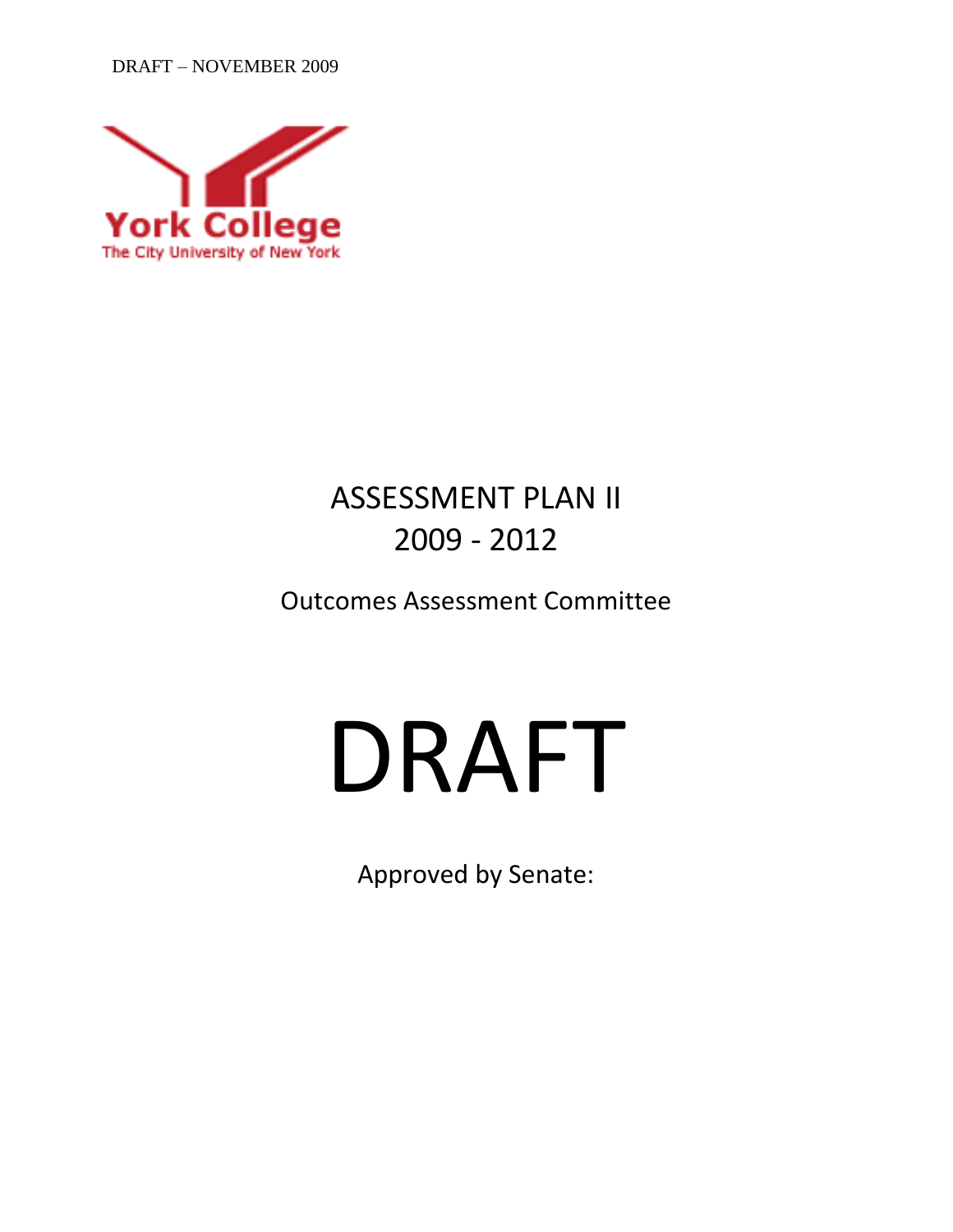DRAFT – NOVEMBER 2009

York College
The City University of New York

# ASSESSMENT PLAN II
# 2009 - 2012

Outcomes Assessment Committee

# DRAFT

Approved by Senate: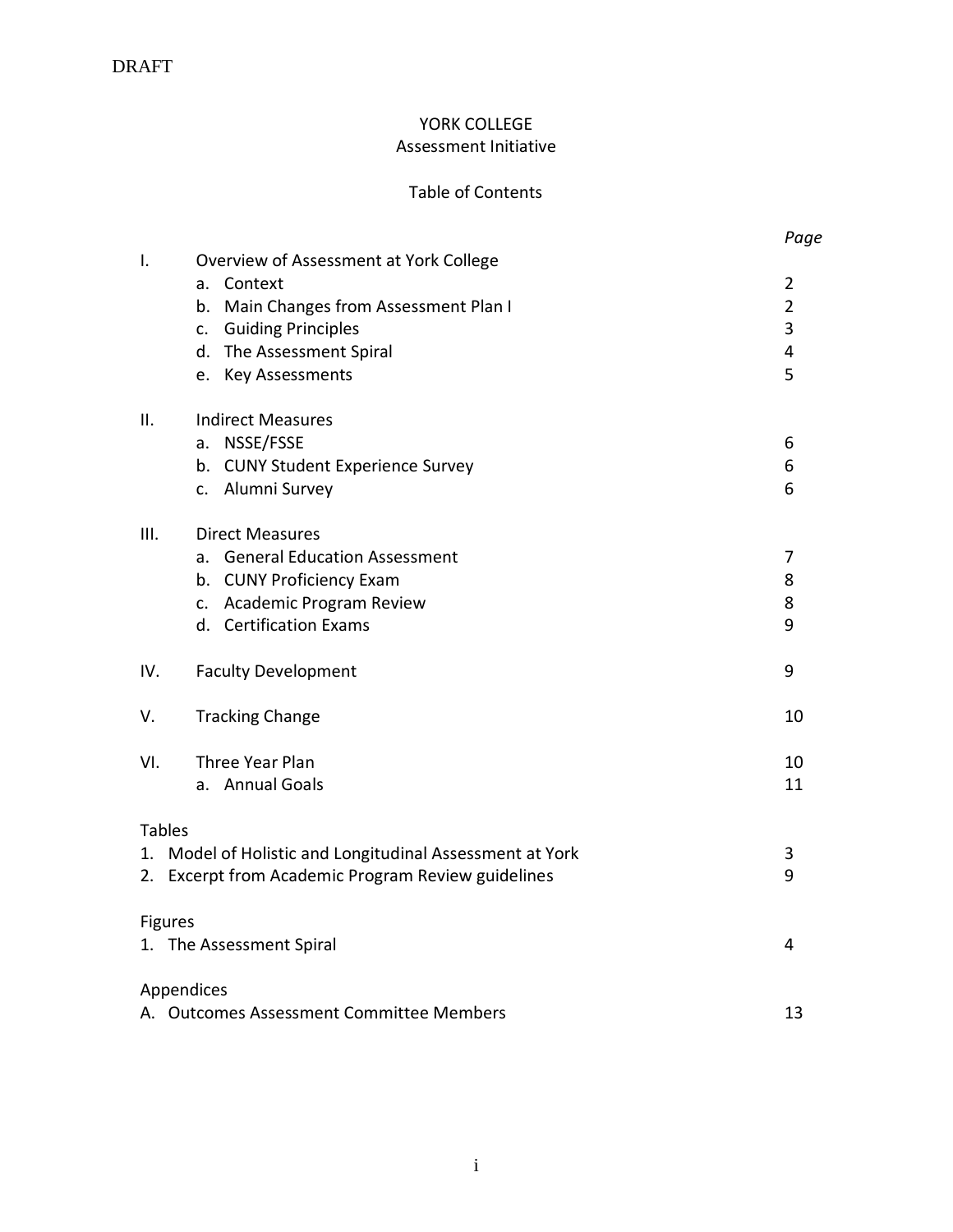DRAFT

# YORK COLLEGE
## Assessment Initiative

### Table of Contents

| | | *Page* |
|---|---|---|
| I. | Overview of Assessment at York College | |
| | a. Context | 2 |
| | b. Main Changes from Assessment Plan I | 2 |
| | c. Guiding Principles | 3 |
| | d. The Assessment Spiral | 4 |
| | e. Key Assessments | 5 |
| II. | Indirect Measures | |
| | a. NSSE/FSSE | 6 |
| | b. CUNY Student Experience Survey | 6 |
| | c. Alumni Survey | 6 |
| III. | Direct Measures | |
| | a. General Education Assessment | 7 |
| | b. CUNY Proficiency Exam | 8 |
| | c. Academic Program Review | 8 |
| | d. Certification Exams | 9 |
| IV. | Faculty Development | 9 |
| V. | Tracking Change | 10 |
| VI. | Three Year Plan | 10 |
| | a. Annual Goals | 11 |

| Tables | Page |
|---|---|
| 1. Model of Holistic and Longitudinal Assessment at York | 3 |
| 2. Excerpt from Academic Program Review guidelines | 9 |

| Figures | Page |
|---|---|
| 1. The Assessment Spiral | 4 |

| Appendices | Page |
|---|---|
| A. Outcomes Assessment Committee Members | 13 |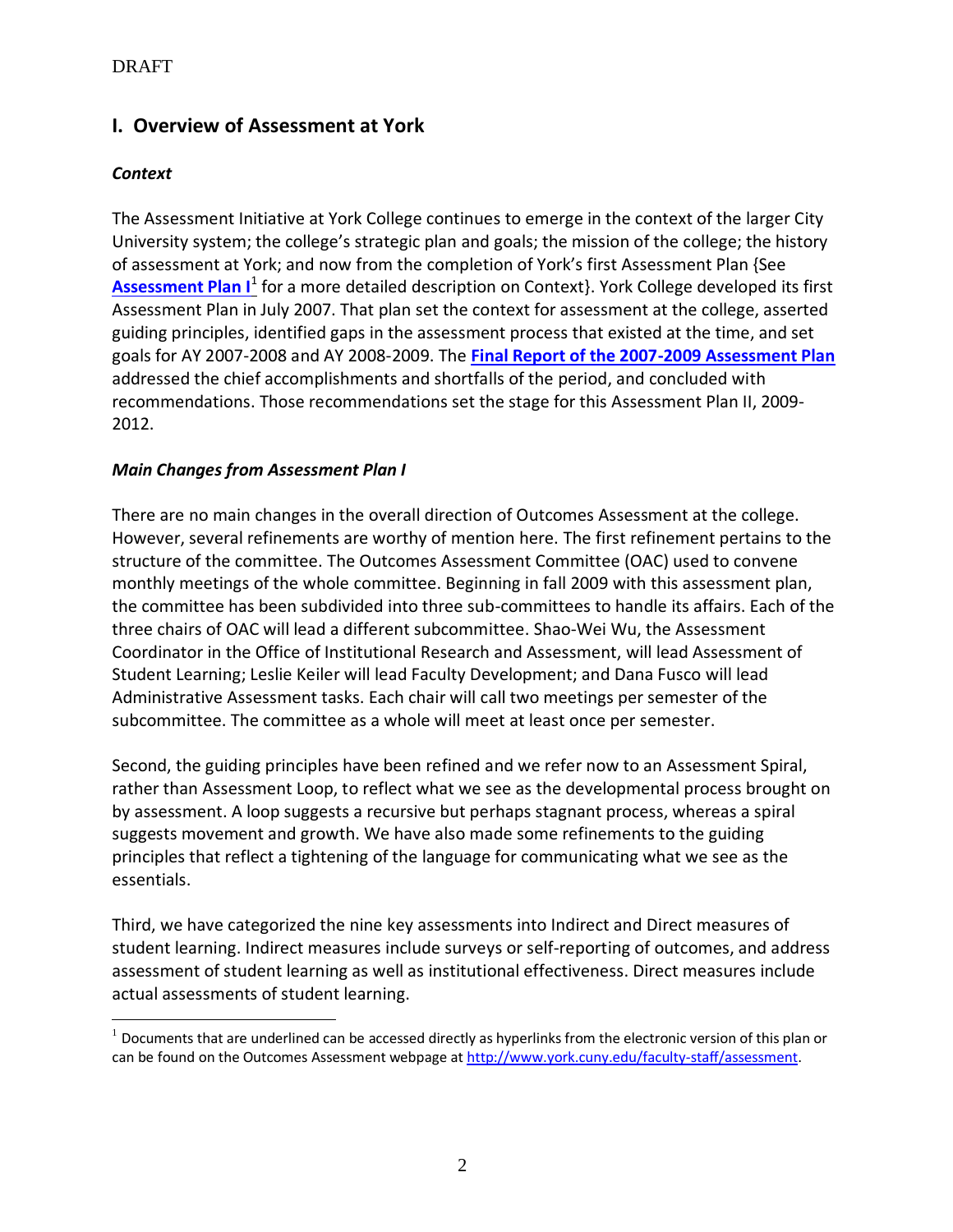## I. Overview of Assessment at York

### *Context*

The Assessment Initiative at York College continues to emerge in the context of the larger City University system; the college's strategic plan and goals; the mission of the college; the history of assessment at York; and now from the completion of York's first Assessment Plan {See **Assessment Plan I**[1] for a more detailed description on Context}. York College developed its first Assessment Plan in July 2007. That plan set the context for assessment at the college, asserted guiding principles, identified gaps in the assessment process that existed at the time, and set goals for AY 2007-2008 and AY 2008-2009. The **Final Report of the 2007-2009 Assessment Plan** addressed the chief accomplishments and shortfalls of the period, and concluded with recommendations. Those recommendations set the stage for this Assessment Plan II, 2009-2012.

### *Main Changes from Assessment Plan I*

There are no main changes in the overall direction of Outcomes Assessment at the college. However, several refinements are worthy of mention here. The first refinement pertains to the structure of the committee. The Outcomes Assessment Committee (OAC) used to convene monthly meetings of the whole committee. Beginning in fall 2009 with this assessment plan, the committee has been subdivided into three sub-committees to handle its affairs. Each of the three chairs of OAC will lead a different subcommittee. Shao-Wei Wu, the Assessment Coordinator in the Office of Institutional Research and Assessment, will lead Assessment of Student Learning; Leslie Keiler will lead Faculty Development; and Dana Fusco will lead Administrative Assessment tasks. Each chair will call two meetings per semester of the subcommittee. The committee as a whole will meet at least once per semester.

Second, the guiding principles have been refined and we refer now to an Assessment Spiral, rather than Assessment Loop, to reflect what we see as the developmental process brought on by assessment. A loop suggests a recursive but perhaps stagnant process, whereas a spiral suggests movement and growth. We have also made some refinements to the guiding principles that reflect a tightening of the language for communicating what we see as the essentials.

Third, we have categorized the nine key assessments into Indirect and Direct measures of student learning. Indirect measures include surveys or self-reporting of outcomes, and address assessment of student learning as well as institutional effectiveness. Direct measures include actual assessments of student learning.

---

[1] Documents that are underlined can be accessed directly as hyperlinks from the electronic version of this plan or can be found on the Outcomes Assessment webpage at http://www.york.cuny.edu/faculty-staff/assessment.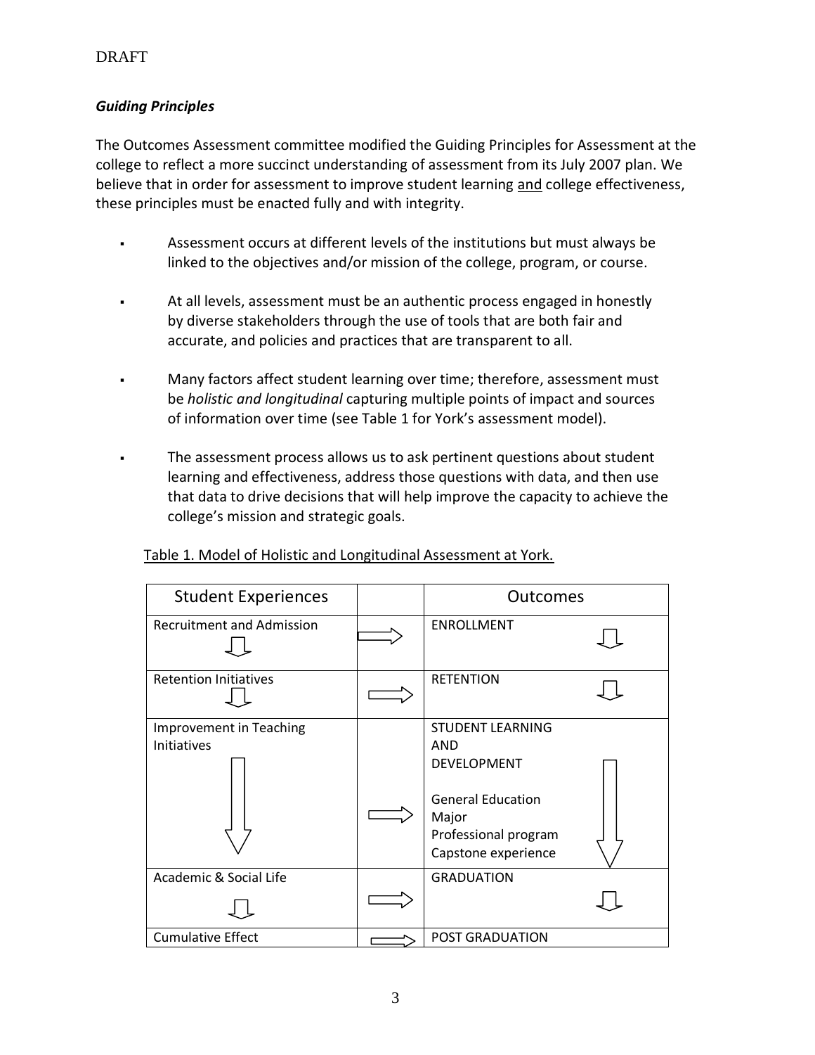DRAFT

***Guiding Principles***

The Outcomes Assessment committee modified the Guiding Principles for Assessment at the college to reflect a more succinct understanding of assessment from its July 2007 plan. We believe that in order for assessment to improve student learning and college effectiveness, these principles must be enacted fully and with integrity.

- Assessment occurs at different levels of the institutions but must always be linked to the objectives and/or mission of the college, program, or course.
- At all levels, assessment must be an authentic process engaged in honestly by diverse stakeholders through the use of tools that are both fair and accurate, and policies and practices that are transparent to all.
- Many factors affect student learning over time; therefore, assessment must be *holistic and longitudinal* capturing multiple points of impact and sources of information over time (see Table 1 for York's assessment model).
- The assessment process allows us to ask pertinent questions about student learning and effectiveness, address those questions with data, and then use that data to drive decisions that will help improve the capacity to achieve the college's mission and strategic goals.

Table 1. Model of Holistic and Longitudinal Assessment at York.

| Student Experiences | | Outcomes |
|---|---|---|
| Recruitment and Admission ⇩ | ⇨ | ENROLLMENT ⇩ |
| Retention Initiatives ⇩ | ⇨ | RETENTION ⇩ |
| Improvement in Teaching Initiatives ⇩ | ⇨ | STUDENT LEARNING AND DEVELOPMENT<br><br>General Education<br>Major<br>Professional program<br>Capstone experience ⇩ |
| Academic & Social Life ⇩ | ⇨ | GRADUATION ⇩ |
| Cumulative Effect | ⇨ | POST GRADUATION |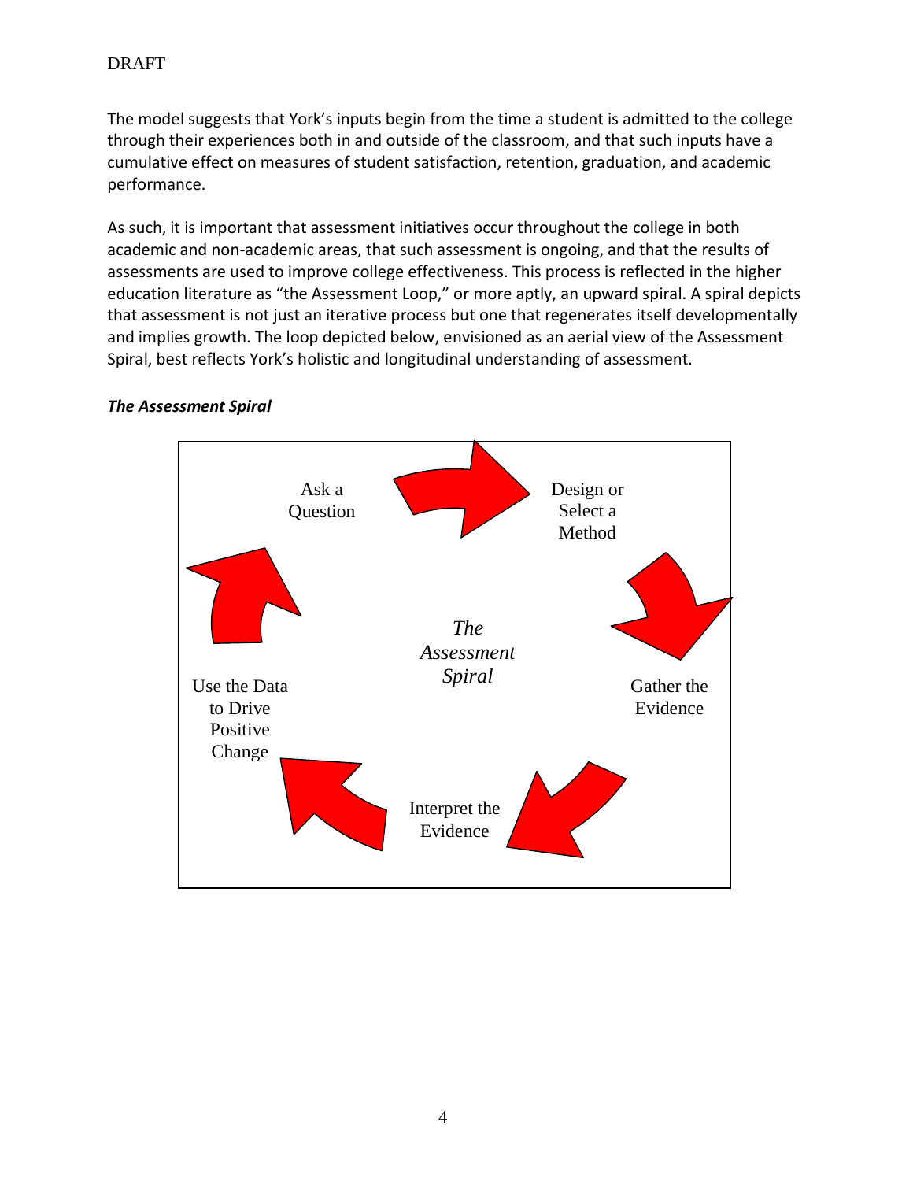The model suggests that York's inputs begin from the time a student is admitted to the college through their experiences both in and outside of the classroom, and that such inputs have a cumulative effect on measures of student satisfaction, retention, graduation, and academic performance.

As such, it is important that assessment initiatives occur throughout the college in both academic and non-academic areas, that such assessment is ongoing, and that the results of assessments are used to improve college effectiveness. This process is reflected in the higher education literature as "the Assessment Loop," or more aptly, an upward spiral. A spiral depicts that assessment is not just an iterative process but one that regenerates itself developmentally and implies growth. The loop depicted below, envisioned as an aerial view of the Assessment Spiral, best reflects York's holistic and longitudinal understanding of assessment.

***The Assessment Spiral***

*The Assessment Spiral*

Ask a Question → Design or Select a Method → Gather the Evidence → Interpret the Evidence → Use the Data to Drive Positive Change → Ask a Question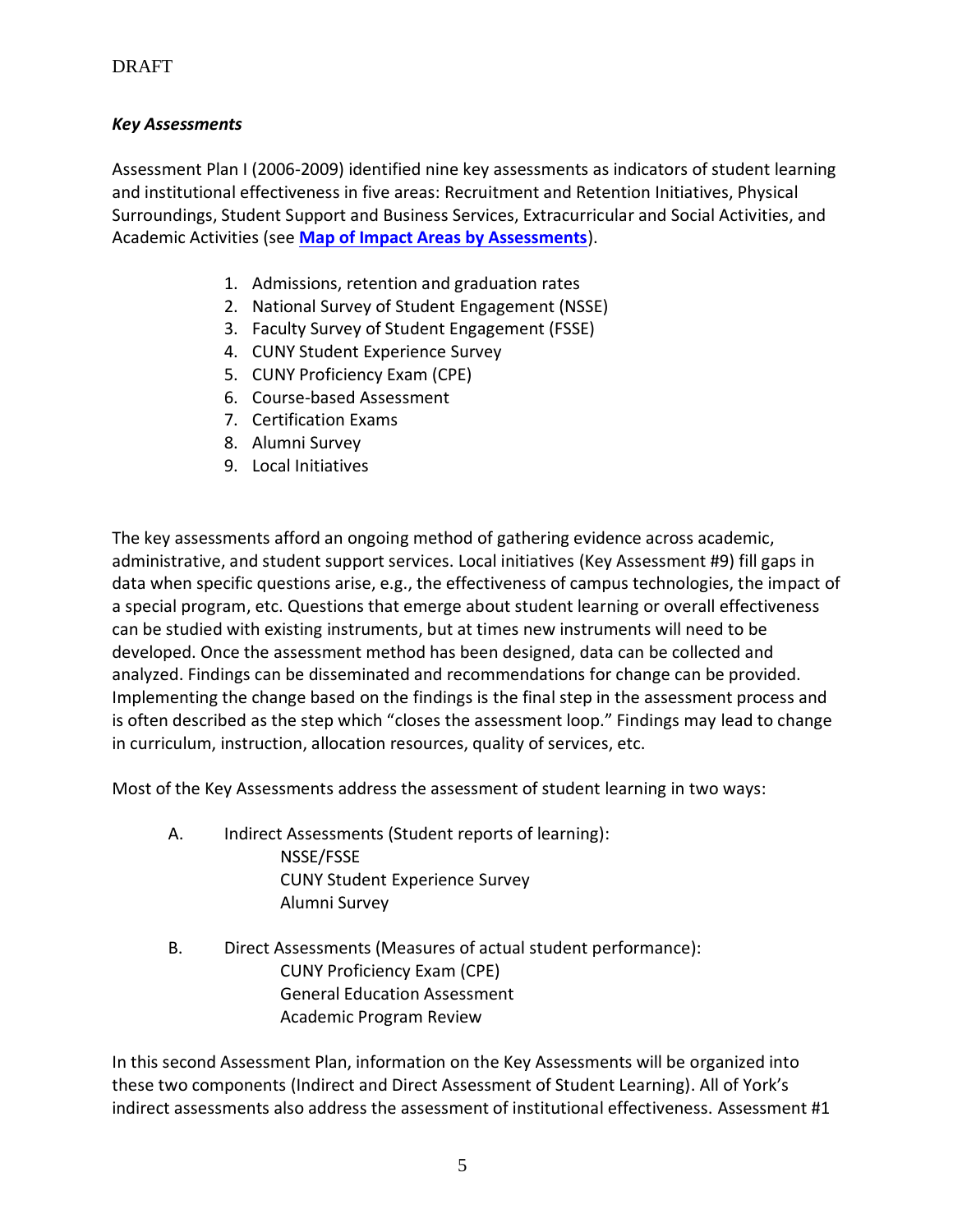***Key Assessments***

Assessment Plan I (2006-2009) identified nine key assessments as indicators of student learning and institutional effectiveness in five areas: Recruitment and Retention Initiatives, Physical Surroundings, Student Support and Business Services, Extracurricular and Social Activities, and Academic Activities (see **Map of Impact Areas by Assessments**).

1. Admissions, retention and graduation rates
2. National Survey of Student Engagement (NSSE)
3. Faculty Survey of Student Engagement (FSSE)
4. CUNY Student Experience Survey
5. CUNY Proficiency Exam (CPE)
6. Course-based Assessment
7. Certification Exams
8. Alumni Survey
9. Local Initiatives

The key assessments afford an ongoing method of gathering evidence across academic, administrative, and student support services. Local initiatives (Key Assessment #9) fill gaps in data when specific questions arise, e.g., the effectiveness of campus technologies, the impact of a special program, etc. Questions that emerge about student learning or overall effectiveness can be studied with existing instruments, but at times new instruments will need to be developed. Once the assessment method has been designed, data can be collected and analyzed. Findings can be disseminated and recommendations for change can be provided. Implementing the change based on the findings is the final step in the assessment process and is often described as the step which "closes the assessment loop." Findings may lead to change in curriculum, instruction, allocation resources, quality of services, etc.

Most of the Key Assessments address the assessment of student learning in two ways:

A. Indirect Assessments (Student reports of learning):
   - NSSE/FSSE
   - CUNY Student Experience Survey
   - Alumni Survey

B. Direct Assessments (Measures of actual student performance):
   - CUNY Proficiency Exam (CPE)
   - General Education Assessment
   - Academic Program Review

In this second Assessment Plan, information on the Key Assessments will be organized into these two components (Indirect and Direct Assessment of Student Learning). All of York's indirect assessments also address the assessment of institutional effectiveness. Assessment #1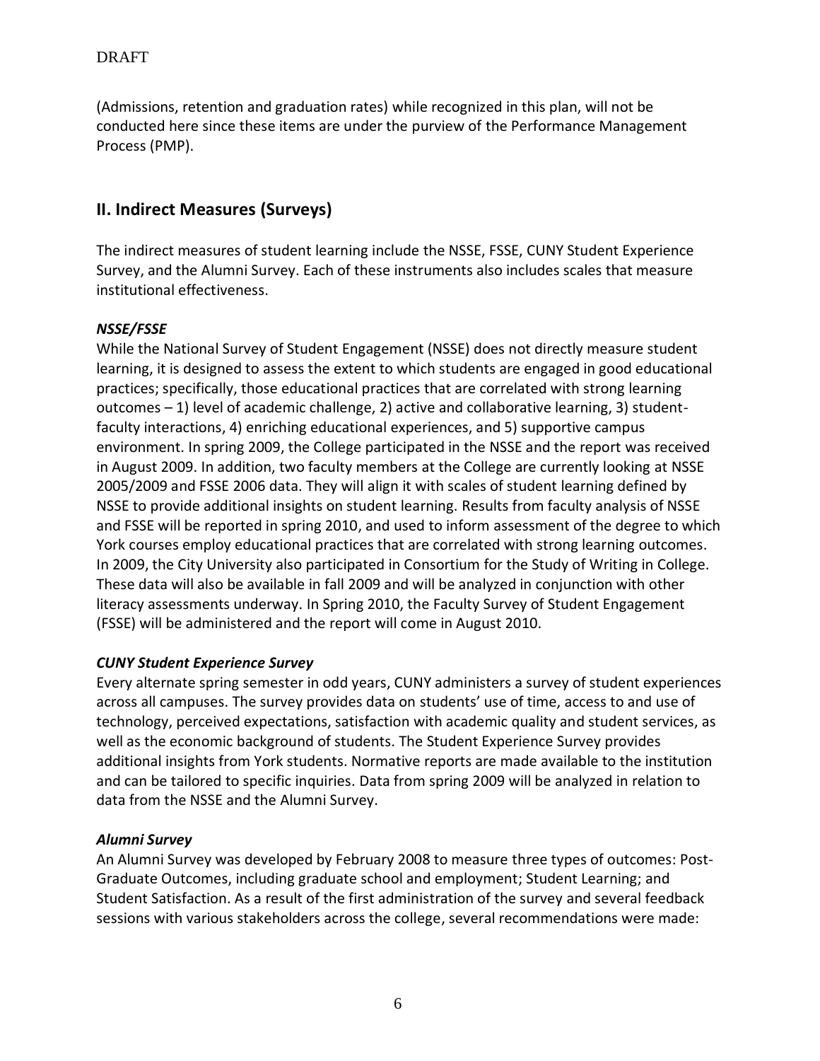(Admissions, retention and graduation rates) while recognized in this plan, will not be conducted here since these items are under the purview of the Performance Management Process (PMP).

## II. Indirect Measures (Surveys)

The indirect measures of student learning include the NSSE, FSSE, CUNY Student Experience Survey, and the Alumni Survey. Each of these instruments also includes scales that measure institutional effectiveness.

### *NSSE/FSSE*

While the National Survey of Student Engagement (NSSE) does not directly measure student learning, it is designed to assess the extent to which students are engaged in good educational practices; specifically, those educational practices that are correlated with strong learning outcomes – 1) level of academic challenge, 2) active and collaborative learning, 3) student-faculty interactions, 4) enriching educational experiences, and 5) supportive campus environment. In spring 2009, the College participated in the NSSE and the report was received in August 2009. In addition, two faculty members at the College are currently looking at NSSE 2005/2009 and FSSE 2006 data. They will align it with scales of student learning defined by NSSE to provide additional insights on student learning. Results from faculty analysis of NSSE and FSSE will be reported in spring 2010, and used to inform assessment of the degree to which York courses employ educational practices that are correlated with strong learning outcomes. In 2009, the City University also participated in Consortium for the Study of Writing in College. These data will also be available in fall 2009 and will be analyzed in conjunction with other literacy assessments underway. In Spring 2010, the Faculty Survey of Student Engagement (FSSE) will be administered and the report will come in August 2010.

### *CUNY Student Experience Survey*

Every alternate spring semester in odd years, CUNY administers a survey of student experiences across all campuses. The survey provides data on students' use of time, access to and use of technology, perceived expectations, satisfaction with academic quality and student services, as well as the economic background of students. The Student Experience Survey provides additional insights from York students. Normative reports are made available to the institution and can be tailored to specific inquiries. Data from spring 2009 will be analyzed in relation to data from the NSSE and the Alumni Survey.

### *Alumni Survey*

An Alumni Survey was developed by February 2008 to measure three types of outcomes: Post-Graduate Outcomes, including graduate school and employment; Student Learning; and Student Satisfaction. As a result of the first administration of the survey and several feedback sessions with various stakeholders across the college, several recommendations were made: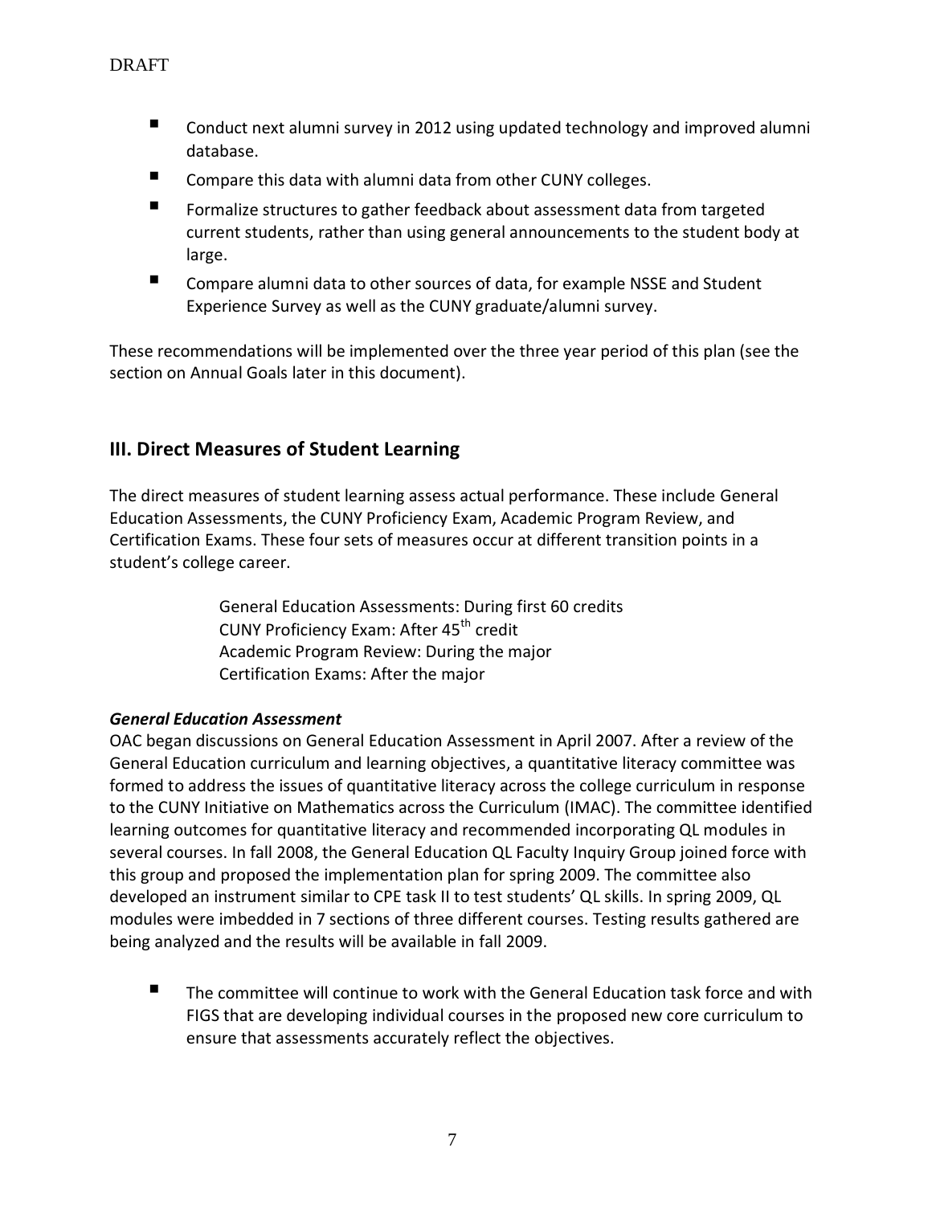- Conduct next alumni survey in 2012 using updated technology and improved alumni database.
- Compare this data with alumni data from other CUNY colleges.
- Formalize structures to gather feedback about assessment data from targeted current students, rather than using general announcements to the student body at large.
- Compare alumni data to other sources of data, for example NSSE and Student Experience Survey as well as the CUNY graduate/alumni survey.

These recommendations will be implemented over the three year period of this plan (see the section on Annual Goals later in this document).

## III. Direct Measures of Student Learning

The direct measures of student learning assess actual performance. These include General Education Assessments, the CUNY Proficiency Exam, Academic Program Review, and Certification Exams. These four sets of measures occur at different transition points in a student's college career.

General Education Assessments: During first 60 credits
CUNY Proficiency Exam: After 45th credit
Academic Program Review: During the major
Certification Exams: After the major

***General Education Assessment***

OAC began discussions on General Education Assessment in April 2007. After a review of the General Education curriculum and learning objectives, a quantitative literacy committee was formed to address the issues of quantitative literacy across the college curriculum in response to the CUNY Initiative on Mathematics across the Curriculum (IMAC). The committee identified learning outcomes for quantitative literacy and recommended incorporating QL modules in several courses. In fall 2008, the General Education QL Faculty Inquiry Group joined force with this group and proposed the implementation plan for spring 2009. The committee also developed an instrument similar to CPE task II to test students' QL skills. In spring 2009, QL modules were imbedded in 7 sections of three different courses. Testing results gathered are being analyzed and the results will be available in fall 2009.

- The committee will continue to work with the General Education task force and with FIGS that are developing individual courses in the proposed new core curriculum to ensure that assessments accurately reflect the objectives.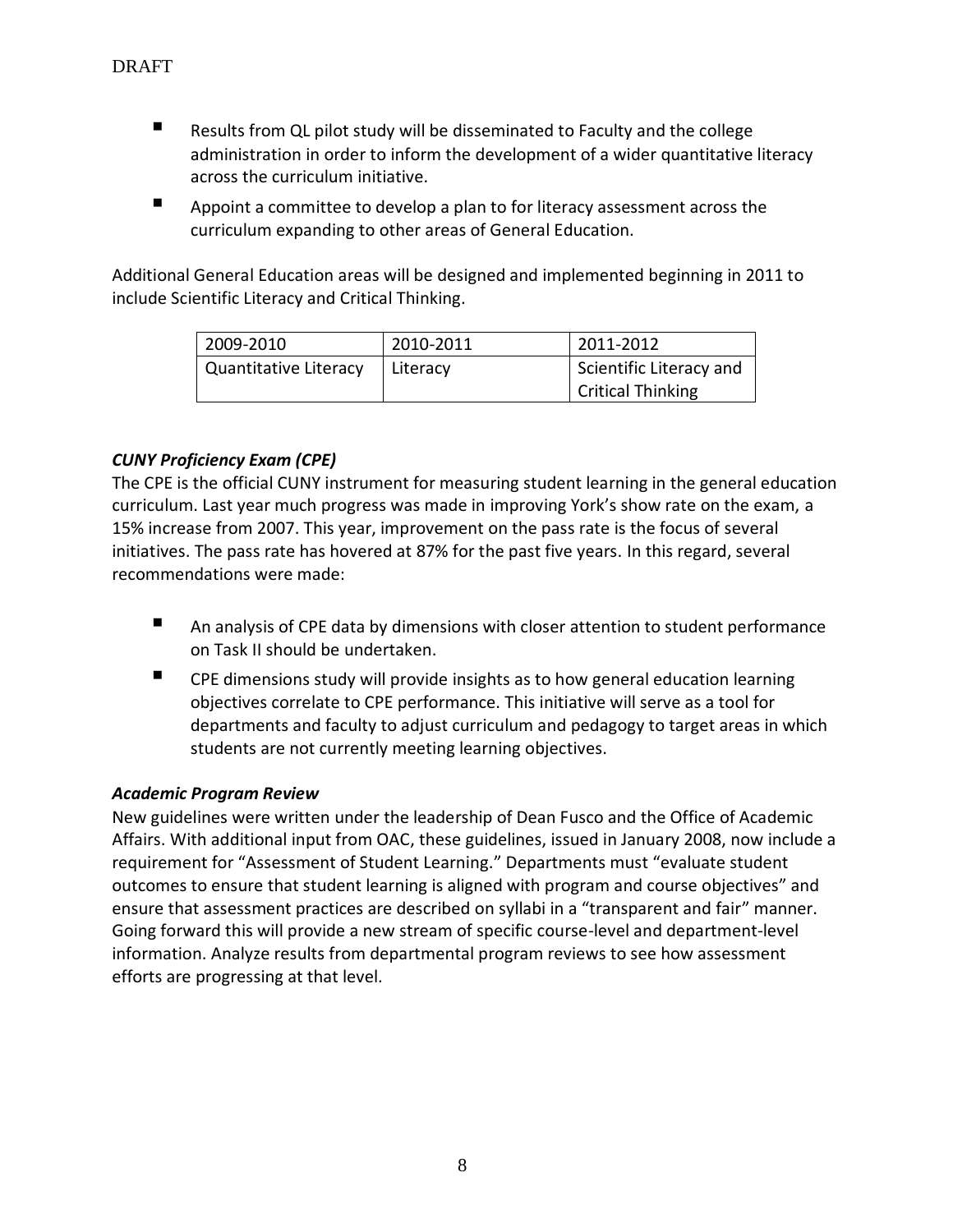- Results from QL pilot study will be disseminated to Faculty and the college administration in order to inform the development of a wider quantitative literacy across the curriculum initiative.
- Appoint a committee to develop a plan to for literacy assessment across the curriculum expanding to other areas of General Education.

Additional General Education areas will be designed and implemented beginning in 2011 to include Scientific Literacy and Critical Thinking.

| 2009-2010 | 2010-2011 | 2011-2012 |
|---|---|---|
| Quantitative Literacy | Literacy | Scientific Literacy and Critical Thinking |

### *CUNY Proficiency Exam (CPE)*

The CPE is the official CUNY instrument for measuring student learning in the general education curriculum. Last year much progress was made in improving York's show rate on the exam, a 15% increase from 2007. This year, improvement on the pass rate is the focus of several initiatives. The pass rate has hovered at 87% for the past five years. In this regard, several recommendations were made:

- An analysis of CPE data by dimensions with closer attention to student performance on Task II should be undertaken.
- CPE dimensions study will provide insights as to how general education learning objectives correlate to CPE performance. This initiative will serve as a tool for departments and faculty to adjust curriculum and pedagogy to target areas in which students are not currently meeting learning objectives.

### *Academic Program Review*

New guidelines were written under the leadership of Dean Fusco and the Office of Academic Affairs. With additional input from OAC, these guidelines, issued in January 2008, now include a requirement for "Assessment of Student Learning." Departments must "evaluate student outcomes to ensure that student learning is aligned with program and course objectives" and ensure that assessment practices are described on syllabi in a "transparent and fair" manner. Going forward this will provide a new stream of specific course-level and department-level information. Analyze results from departmental program reviews to see how assessment efforts are progressing at that level.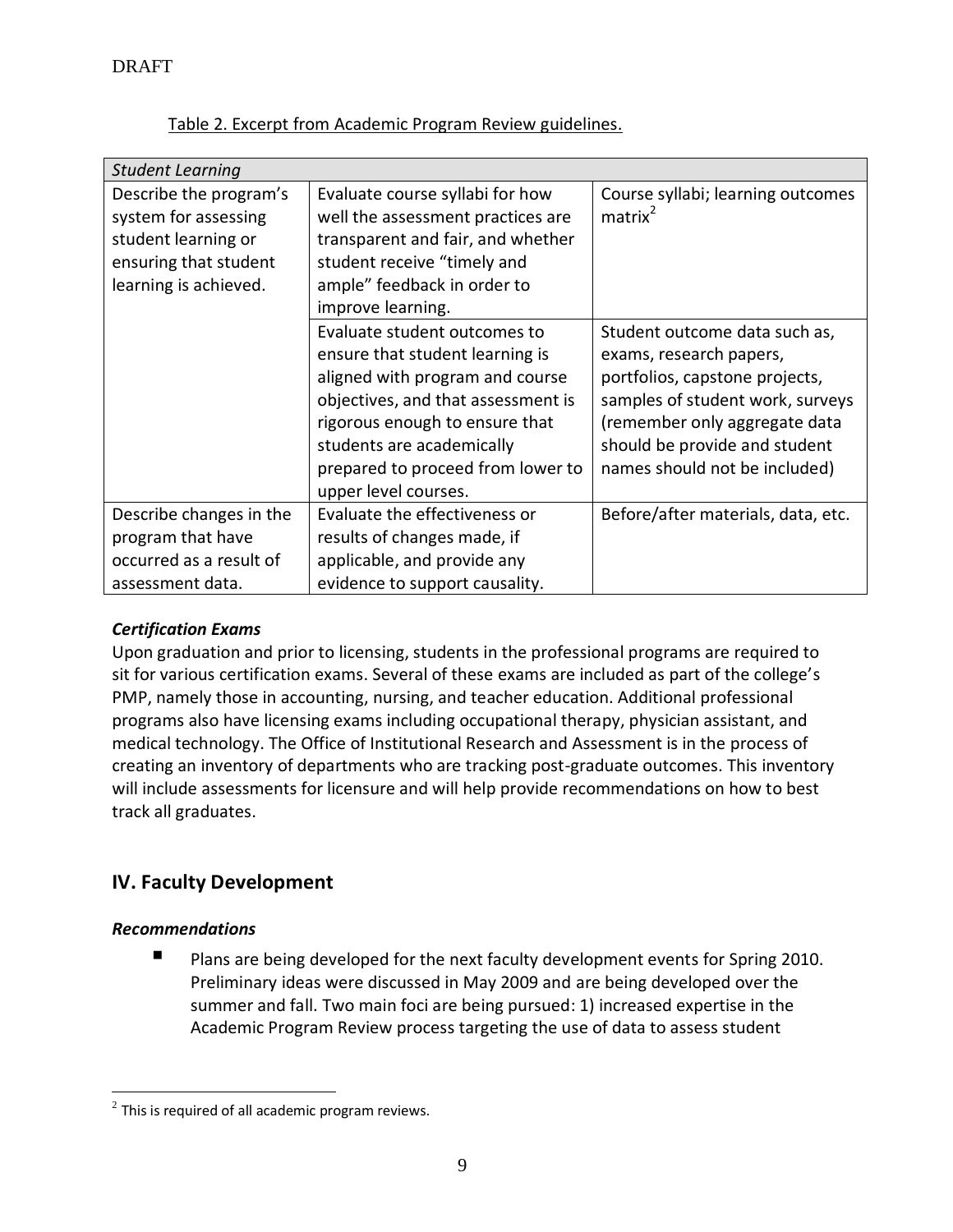Table 2. Excerpt from Academic Program Review guidelines.

| *Student Learning* | | |
|---|---|---|
| Describe the program's system for assessing student learning or ensuring that student learning is achieved. | Evaluate course syllabi for how well the assessment practices are transparent and fair, and whether student receive "timely and ample" feedback in order to improve learning. | Course syllabi; learning outcomes matrix[2] |
| | Evaluate student outcomes to ensure that student learning is aligned with program and course objectives, and that assessment is rigorous enough to ensure that students are academically prepared to proceed from lower to upper level courses. | Student outcome data such as, exams, research papers, portfolios, capstone projects, samples of student work, surveys (remember only aggregate data should be provide and student names should not be included) |
| Describe changes in the program that have occurred as a result of assessment data. | Evaluate the effectiveness or results of changes made, if applicable, and provide any evidence to support causality. | Before/after materials, data, etc. |

### *Certification Exams*

Upon graduation and prior to licensing, students in the professional programs are required to sit for various certification exams. Several of these exams are included as part of the college's PMP, namely those in accounting, nursing, and teacher education. Additional professional programs also have licensing exams including occupational therapy, physician assistant, and medical technology. The Office of Institutional Research and Assessment is in the process of creating an inventory of departments who are tracking post-graduate outcomes. This inventory will include assessments for licensure and will help provide recommendations on how to best track all graduates.

## IV. Faculty Development

### *Recommendations*

- Plans are being developed for the next faculty development events for Spring 2010. Preliminary ideas were discussed in May 2009 and are being developed over the summer and fall. Two main foci are being pursued: 1) increased expertise in the Academic Program Review process targeting the use of data to assess student

[2] This is required of all academic program reviews.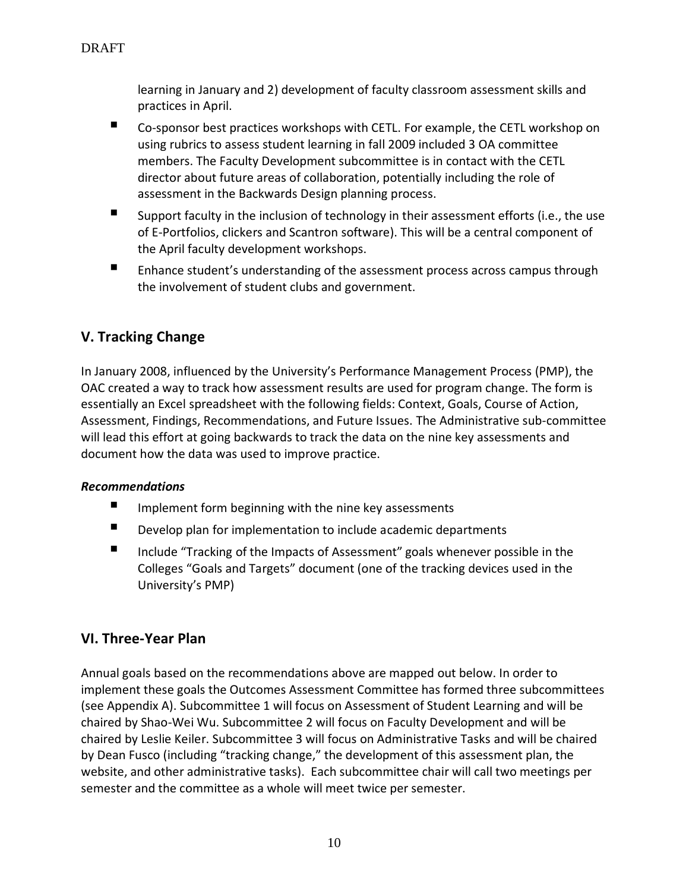learning in January and 2) development of faculty classroom assessment skills and practices in April.

- Co-sponsor best practices workshops with CETL. For example, the CETL workshop on using rubrics to assess student learning in fall 2009 included 3 OA committee members. The Faculty Development subcommittee is in contact with the CETL director about future areas of collaboration, potentially including the role of assessment in the Backwards Design planning process.
- Support faculty in the inclusion of technology in their assessment efforts (i.e., the use of E-Portfolios, clickers and Scantron software). This will be a central component of the April faculty development workshops.
- Enhance student's understanding of the assessment process across campus through the involvement of student clubs and government.

## V. Tracking Change

In January 2008, influenced by the University's Performance Management Process (PMP), the OAC created a way to track how assessment results are used for program change. The form is essentially an Excel spreadsheet with the following fields: Context, Goals, Course of Action, Assessment, Findings, Recommendations, and Future Issues. The Administrative sub-committee will lead this effort at going backwards to track the data on the nine key assessments and document how the data was used to improve practice.

***Recommendations***

- Implement form beginning with the nine key assessments
- Develop plan for implementation to include academic departments
- Include "Tracking of the Impacts of Assessment" goals whenever possible in the Colleges "Goals and Targets" document (one of the tracking devices used in the University's PMP)

## VI. Three-Year Plan

Annual goals based on the recommendations above are mapped out below. In order to implement these goals the Outcomes Assessment Committee has formed three subcommittees (see Appendix A). Subcommittee 1 will focus on Assessment of Student Learning and will be chaired by Shao-Wei Wu. Subcommittee 2 will focus on Faculty Development and will be chaired by Leslie Keiler. Subcommittee 3 will focus on Administrative Tasks and will be chaired by Dean Fusco (including "tracking change," the development of this assessment plan, the website, and other administrative tasks). Each subcommittee chair will call two meetings per semester and the committee as a whole will meet twice per semester.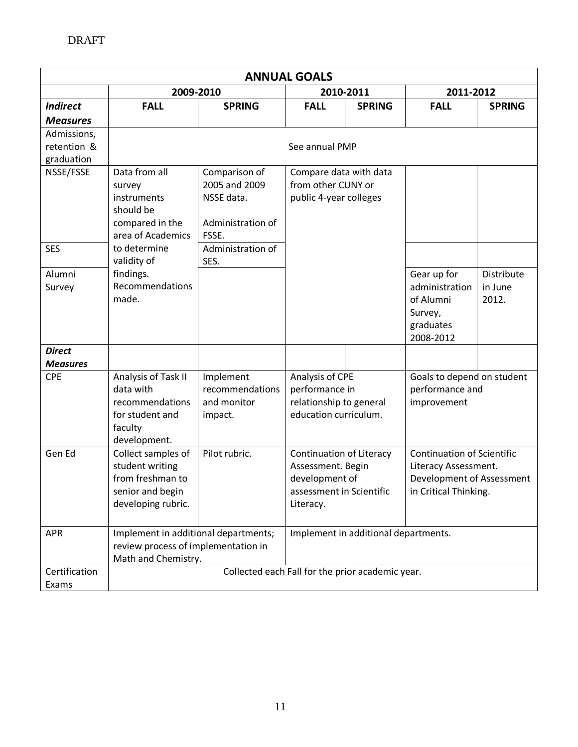DRAFT

| ANNUAL GOALS | | | | | | |
|---|---|---|---|---|---|---|
| | 2009-2010 | | 2010-2011 | | 2011-2012 | |
| ***Indirect Measures*** | **FALL** | **SPRING** | **FALL** | **SPRING** | **FALL** | **SPRING** |
| Admissions, retention & graduation | See annual PMP | | | | | |
| NSSE/FSSE | Data from all survey instruments should be compared in the area of Academics to determine validity of findings. Recommendations made. | Comparison of 2005 and 2009 NSSE data. Administration of FSSE. | Compare data with data from other CUNY or public 4-year colleges | | | |
| SES | | Administration of SES. | | | | |
| Alumni Survey | | | | | Gear up for administration of Alumni Survey, graduates 2008-2012 | Distribute in June 2012. |
| ***Direct Measures*** | | | | | | |
| CPE | Analysis of Task II data with recommendations for student and faculty development. | Implement recommendations and monitor impact. | Analysis of CPE performance in relationship to general education curriculum. | | Goals to depend on student performance and improvement | |
| Gen Ed | Collect samples of student writing from freshman to senior and begin developing rubric. | Pilot rubric. | Continuation of Literacy Assessment. Begin development of assessment in Scientific Literacy. | | Continuation of Scientific Literacy Assessment. Development of Assessment in Critical Thinking. | |
| APR | Implement in additional departments; review process of implementation in Math and Chemistry. | | Implement in additional departments. | | | |
| Certification Exams | Collected each Fall for the prior academic year. | | | | | |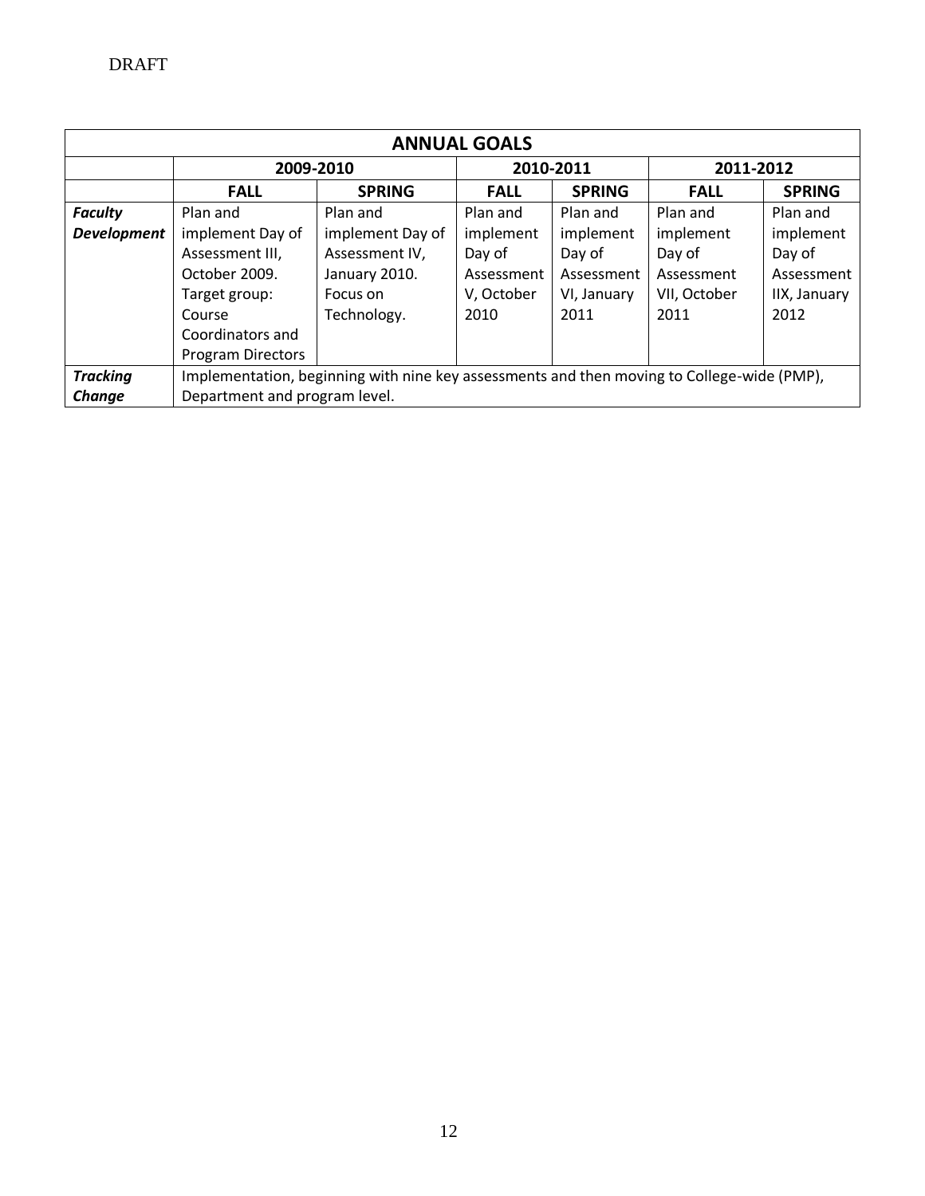DRAFT

| ANNUAL GOALS | | | | | | |
|---|---|---|---|---|---|---|
| | 2009-2010 | | 2010-2011 | | 2011-2012 | |
| | **FALL** | **SPRING** | **FALL** | **SPRING** | **FALL** | **SPRING** |
| ***Faculty Development*** | Plan and implement Day of Assessment III, October 2009. Target group: Course Coordinators and Program Directors | Plan and implement Day of Assessment IV, January 2010. Focus on Technology. | Plan and implement Day of Assessment V, October 2010 | Plan and implement Day of Assessment VI, January 2011 | Plan and implement Day of Assessment VII, October 2011 | Plan and implement Day of Assessment IIX, January 2012 |
| ***Tracking Change*** | Implementation, beginning with nine key assessments and then moving to College-wide (PMP), Department and program level. | | | | | |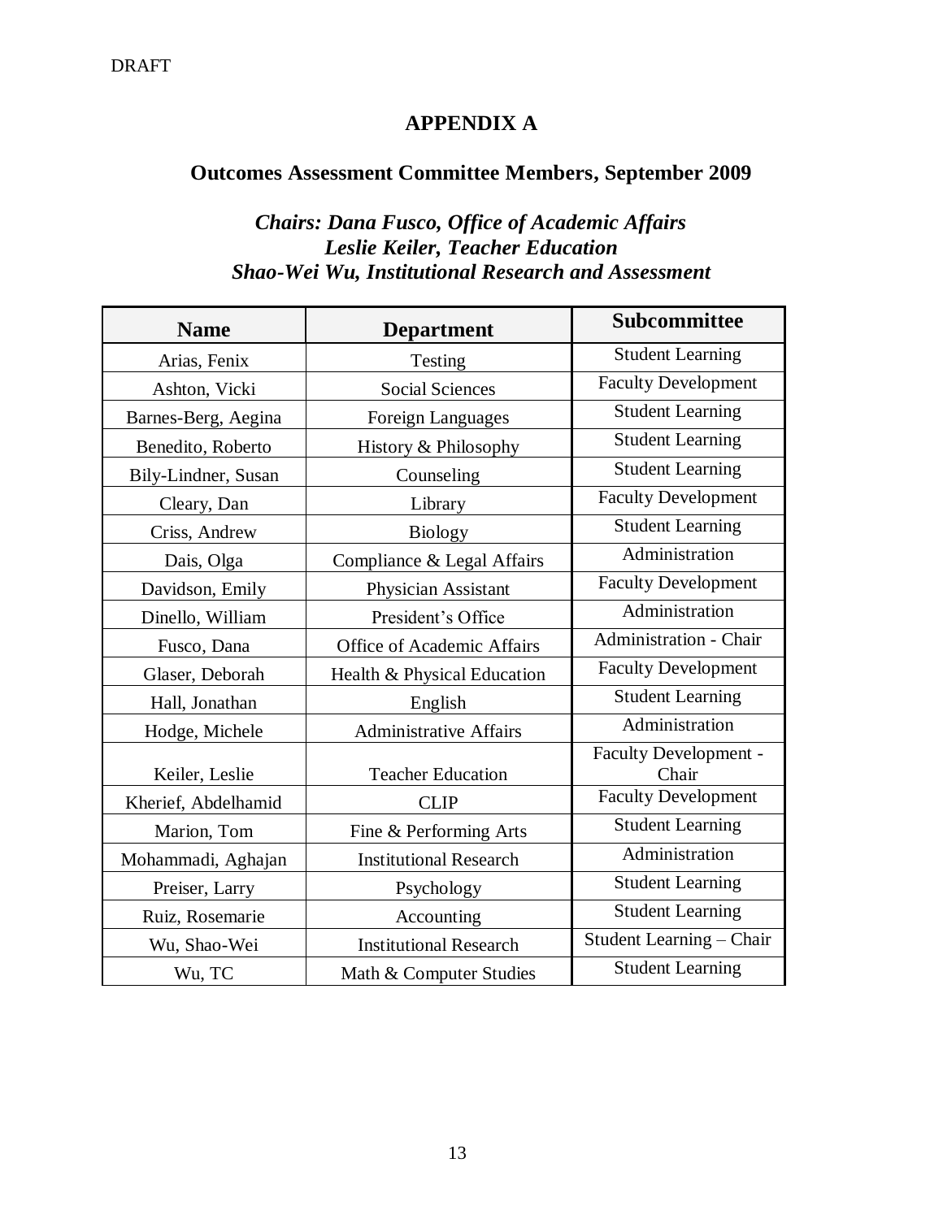DRAFT

# APPENDIX A

## Outcomes Assessment Committee Members, September 2009

***Chairs: Dana Fusco, Office of Academic Affairs***
***Leslie Keiler, Teacher Education***
***Shao-Wei Wu, Institutional Research and Assessment***

| Name | Department | Subcommittee |
|---|---|---|
| Arias, Fenix | Testing | Student Learning |
| Ashton, Vicki | Social Sciences | Faculty Development |
| Barnes-Berg, Aegina | Foreign Languages | Student Learning |
| Benedito, Roberto | History & Philosophy | Student Learning |
| Bily-Lindner, Susan | Counseling | Student Learning |
| Cleary, Dan | Library | Faculty Development |
| Criss, Andrew | Biology | Student Learning |
| Dais, Olga | Compliance & Legal Affairs | Administration |
| Davidson, Emily | Physician Assistant | Faculty Development |
| Dinello, William | President's Office | Administration |
| Fusco, Dana | Office of Academic Affairs | Administration - Chair |
| Glaser, Deborah | Health & Physical Education | Faculty Development |
| Hall, Jonathan | English | Student Learning |
| Hodge, Michele | Administrative Affairs | Administration |
| Keiler, Leslie | Teacher Education | Faculty Development - Chair |
| Kherief, Abdelhamid | CLIP | Faculty Development |
| Marion, Tom | Fine & Performing Arts | Student Learning |
| Mohammadi, Aghajan | Institutional Research | Administration |
| Preiser, Larry | Psychology | Student Learning |
| Ruiz, Rosemarie | Accounting | Student Learning |
| Wu, Shao-Wei | Institutional Research | Student Learning – Chair |
| Wu, TC | Math & Computer Studies | Student Learning |